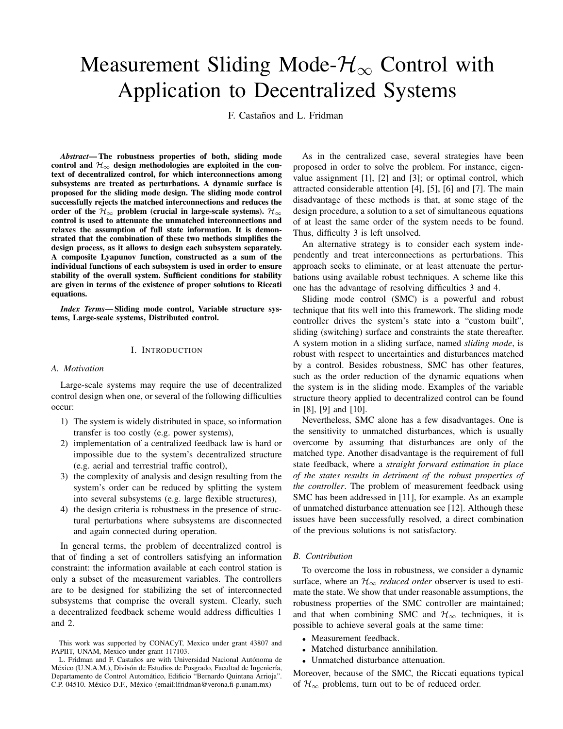# Measurement Sliding Mode-$\mathcal{H}_\infty$ Control with Application to Decentralized Systems

F. Castaños and L. Fridman

***Abstract*— The robustness properties of both, sliding mode control and $\mathcal{H}_\infty$ design methodologies are exploited in the context of decentralized control, for which interconnections among subsystems are treated as perturbations. A dynamic surface is proposed for the sliding mode design. The sliding mode control successfully rejects the matched interconnections and reduces the order of the $\mathcal{H}_\infty$ problem (crucial in large-scale systems). $\mathcal{H}_\infty$ control is used to attenuate the unmatched interconnections and relaxes the assumption of full state information. It is demonstrated that the combination of these two methods simplifies the design process, as it allows to design each subsystem separately. A composite Lyapunov function, constructed as a sum of the individual functions of each subsystem is used in order to ensure stability of the overall system. Sufficient conditions for stability are given in terms of the existence of proper solutions to Riccati equations.**

***Index Terms*— Sliding mode control, Variable structure systems, Large-scale systems, Distributed control.**

## I. Introduction

### A. Motivation

Large-scale systems may require the use of decentralized control design when one, or several of the following difficulties occur:

1) The system is widely distributed in space, so information transfer is too costly (e.g. power systems),
2) implementation of a centralized feedback law is hard or impossible due to the system's decentralized structure (e.g. aerial and terrestrial traffic control),
3) the complexity of analysis and design resulting from the system's order can be reduced by splitting the system into several subsystems (e.g. large flexible structures),
4) the design criteria is robustness in the presence of structural perturbations where subsystems are disconnected and again connected during operation.

In general terms, the problem of decentralized control is that of finding a set of controllers satisfying an information constraint: the information available at each control station is only a subset of the measurement variables. The controllers are to be designed for stabilizing the set of interconnected subsystems that comprise the overall system. Clearly, such a decentralized feedback scheme would address difficulties 1 and 2.

As in the centralized case, several strategies have been proposed in order to solve the problem. For instance, eigenvalue assignment [1], [2] and [3]; or optimal control, which attracted considerable attention [4], [5], [6] and [7]. The main disadvantage of these methods is that, at some stage of the design procedure, a solution to a set of simultaneous equations of at least the same order of the system needs to be found. Thus, difficulty 3 is left unsolved.

An alternative strategy is to consider each system independently and treat interconnections as perturbations. This approach seeks to eliminate, or at least attenuate the perturbations using available robust techniques. A scheme like this one has the advantage of resolving difficulties 3 and 4.

Sliding mode control (SMC) is a powerful and robust technique that fits well into this framework. The sliding mode controller drives the system's state into a "custom built", sliding (switching) surface and constraints the state thereafter. A system motion in a sliding surface, named *sliding mode*, is robust with respect to uncertainties and disturbances matched by a control. Besides robustness, SMC has other features, such as the order reduction of the dynamic equations when the system is in the sliding mode. Examples of the variable structure theory applied to decentralized control can be found in [8], [9] and [10].

Nevertheless, SMC alone has a few disadvantages. One is the sensitivity to unmatched disturbances, which is usually overcome by assuming that disturbances are only of the matched type. Another disadvantage is the requirement of full state feedback, where a *straight forward estimation in place of the states results in detriment of the robust properties of the controller*. The problem of measurement feedback using SMC has been addressed in [11], for example. As an example of unmatched disturbance attenuation see [12]. Although these issues have been successfully resolved, a direct combination of the previous solutions is not satisfactory.

### B. Contribution

To overcome the loss in robustness, we consider a dynamic surface, where an $\mathcal{H}_\infty$ *reduced order* observer is used to estimate the state. We show that under reasonable assumptions, the robustness properties of the SMC controller are maintained; and that when combining SMC and $\mathcal{H}_\infty$ techniques, it is possible to achieve several goals at the same time:

- Measurement feedback.
- Matched disturbance annihilation.
- Unmatched disturbance attenuation.

Moreover, because of the SMC, the Riccati equations typical of $\mathcal{H}_\infty$ problems, turn out to be of reduced order.

This work was supported by CONACyT, Mexico under grant 43807 and PAPIIT, UNAM, Mexico under grant 117103.

L. Fridman and F. Castaños are with Universidad Nacional Autónoma de México (U.N.A.M.), Divisón de Estudios de Posgrado, Facultad de Ingeniería, Departamento de Control Automático, Edificio "Bernardo Quintana Arrioja". C.P. 04510. México D.F., México (email:lfridman@verona.fi-p.unam.mx)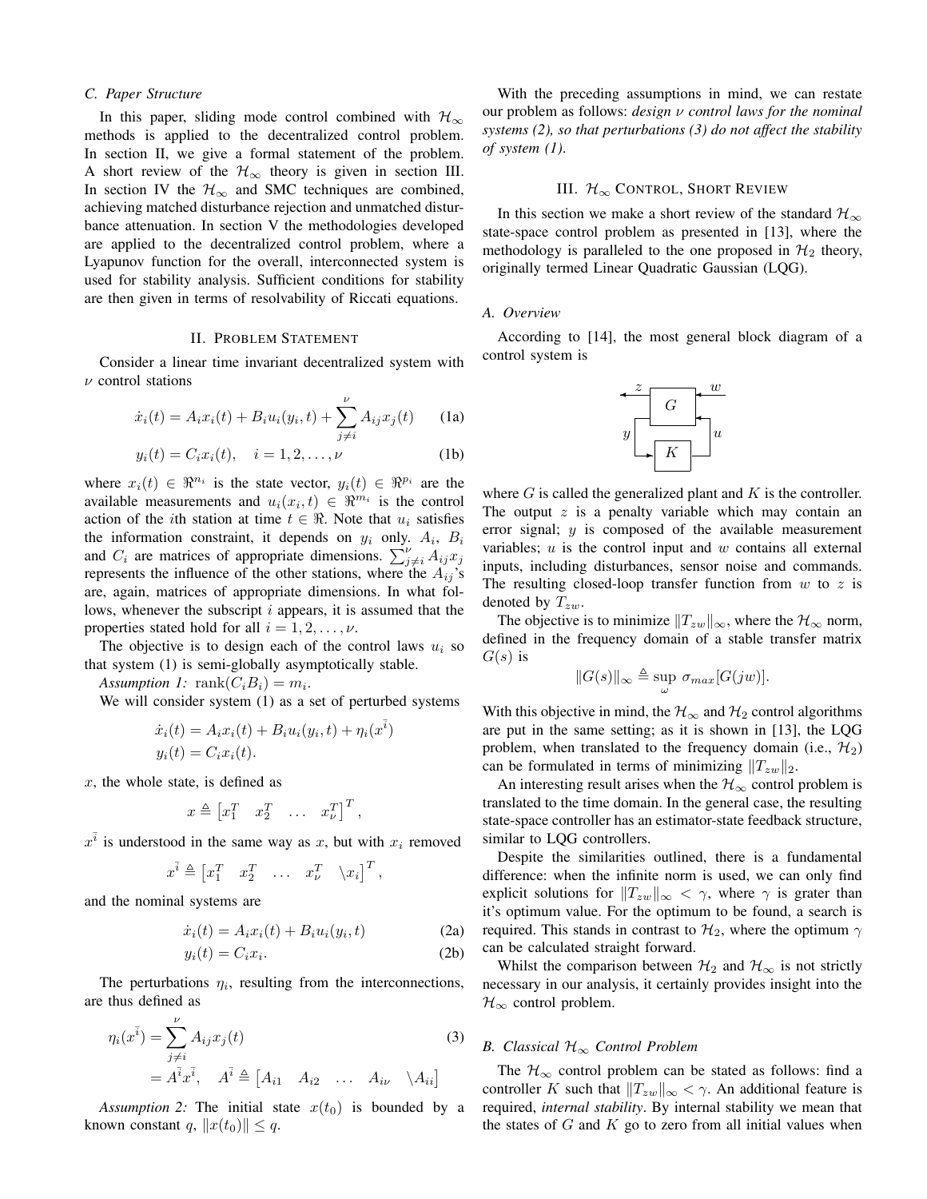### C. Paper Structure

In this paper, sliding mode control combined with $\mathcal{H}_\infty$ methods is applied to the decentralized control problem. In section II, we give a formal statement of the problem. A short review of the $\mathcal{H}_\infty$ theory is given in section III. In section IV the $\mathcal{H}_\infty$ and SMC techniques are combined, achieving matched disturbance rejection and unmatched disturbance attenuation. In section V the methodologies developed are applied to the decentralized control problem, where a Lyapunov function for the overall, interconnected system is used for stability analysis. Sufficient conditions for stability are then given in terms of resolvability of Riccati equations.

## II. Problem Statement

Consider a linear time invariant decentralized system with $\nu$ control stations

$$\dot{x}_i(t) = A_i x_i(t) + B_i u_i(y_i, t) + \sum_{j \neq i}^{\nu} A_{ij} x_j(t) \tag{1a}$$

$$y_i(t) = C_i x_i(t), \quad i = 1, 2, \ldots, \nu \tag{1b}$$

where $x_i(t) \in \Re^{n_i}$ is the state vector, $y_i(t) \in \Re^{p_i}$ are the available measurements and $u_i(x_i, t) \in \Re^{m_i}$ is the control action of the $i$th station at time $t \in \Re$. Note that $u_i$ satisfies the information constraint, it depends on $y_i$ only. $A_i$, $B_i$ and $C_i$ are matrices of appropriate dimensions. $\sum_{j \neq i}^{\nu} A_{ij} x_j$ represents the influence of the other stations, where the $A_{ij}$'s are, again, matrices of appropriate dimensions. In what follows, whenever the subscript $i$ appears, it is assumed that the properties stated hold for all $i = 1, 2, \ldots, \nu$.

The objective is to design each of the control laws $u_i$ so that system (1) is semi-globally asymptotically stable.

*Assumption 1:* $\text{rank}(C_i B_i) = m_i$.

We will consider system (1) as a set of perturbed systems

$$\begin{aligned} \dot{x}_i(t) &= A_i x_i(t) + B_i u_i(y_i, t) + \eta_i(x^{\bar{i}}) \\ y_i(t) &= C_i x_i(t). \end{aligned}$$

$x$, the whole state, is defined as

$$x \triangleq \begin{bmatrix} x_1^T & x_2^T & \ldots & x_\nu^T \end{bmatrix}^T,$$

$x^{\bar{i}}$ is understood in the same way as $x$, but with $x_i$ removed

$$x^{\bar{i}} \triangleq \begin{bmatrix} x_1^T & x_2^T & \ldots & x_\nu^T & \backslash x_i \end{bmatrix}^T,$$

and the nominal systems are

$$\dot{x}_i(t) = A_i x_i(t) + B_i u_i(y_i, t) \tag{2a}$$

$$y_i(t) = C_i x_i. \tag{2b}$$

The perturbations $\eta_i$, resulting from the interconnections, are thus defined as

$$\begin{aligned} \eta_i(x^{\bar{i}}) &= \sum_{j \neq i}^{\nu} A_{ij} x_j(t) \\ &= A^{\bar{i}} x^{\bar{i}}, \quad A^{\bar{i}} \triangleq \begin{bmatrix} A_{i1} & A_{i2} & \ldots & A_{i\nu} & \backslash A_{ii} \end{bmatrix} \end{aligned} \tag{3}$$

*Assumption 2:* The initial state $x(t_0)$ is bounded by a known constant $q$, $\|x(t_0)\| \leq q$.

With the preceding assumptions in mind, we can restate our problem as follows: *design $\nu$ control laws for the nominal systems (2), so that perturbations (3) do not affect the stability of system (1).*

## III. $\mathcal{H}_\infty$ Control, Short Review

In this section we make a short review of the standard $\mathcal{H}_\infty$ state-space control problem as presented in [13], where the methodology is paralleled to the one proposed in $\mathcal{H}_2$ theory, originally termed Linear Quadratic Gaussian (LQG).

### A. Overview

According to [14], the most general block diagram of a control system is

```
 z  +-----+  w
<---|  G  |<---
 +--|     |<--+
 |  +-----+   |
y|            |u
 |  +-----+   |
 +->|  K  |---+
    +-----+
```

where $G$ is called the generalized plant and $K$ is the controller. The output $z$ is a penalty variable which may contain an error signal; $y$ is composed of the available measurement variables; $u$ is the control input and $w$ contains all external inputs, including disturbances, sensor noise and commands. The resulting closed-loop transfer function from $w$ to $z$ is denoted by $T_{zw}$.

The objective is to minimize $\|T_{zw}\|_\infty$, where the $\mathcal{H}_\infty$ norm, defined in the frequency domain of a stable transfer matrix $G(s)$ is

$$\|G(s)\|_\infty \triangleq \sup_{\omega} \sigma_{max}[G(jw)].$$

With this objective in mind, the $\mathcal{H}_\infty$ and $\mathcal{H}_2$ control algorithms are put in the same setting; as it is shown in [13], the LQG problem, when translated to the frequency domain (i.e., $\mathcal{H}_2$) can be formulated in terms of minimizing $\|T_{zw}\|_2$.

An interesting result arises when the $\mathcal{H}_\infty$ control problem is translated to the time domain. In the general case, the resulting state-space controller has an estimator-state feedback structure, similar to LQG controllers.

Despite the similarities outlined, there is a fundamental difference: when the infinite norm is used, we can only find explicit solutions for $\|T_{zw}\|_\infty < \gamma$, where $\gamma$ is grater than it's optimum value. For the optimum to be found, a search is required. This stands in contrast to $\mathcal{H}_2$, where the optimum $\gamma$ can be calculated straight forward.

Whilst the comparison between $\mathcal{H}_2$ and $\mathcal{H}_\infty$ is not strictly necessary in our analysis, it certainly provides insight into the $\mathcal{H}_\infty$ control problem.

### B. Classical $\mathcal{H}_\infty$ Control Problem

The $\mathcal{H}_\infty$ control problem can be stated as follows: find a controller $K$ such that $\|T_{zw}\|_\infty < \gamma$. An additional feature is required, *internal stability*. By internal stability we mean that the states of $G$ and $K$ go to zero from all initial values when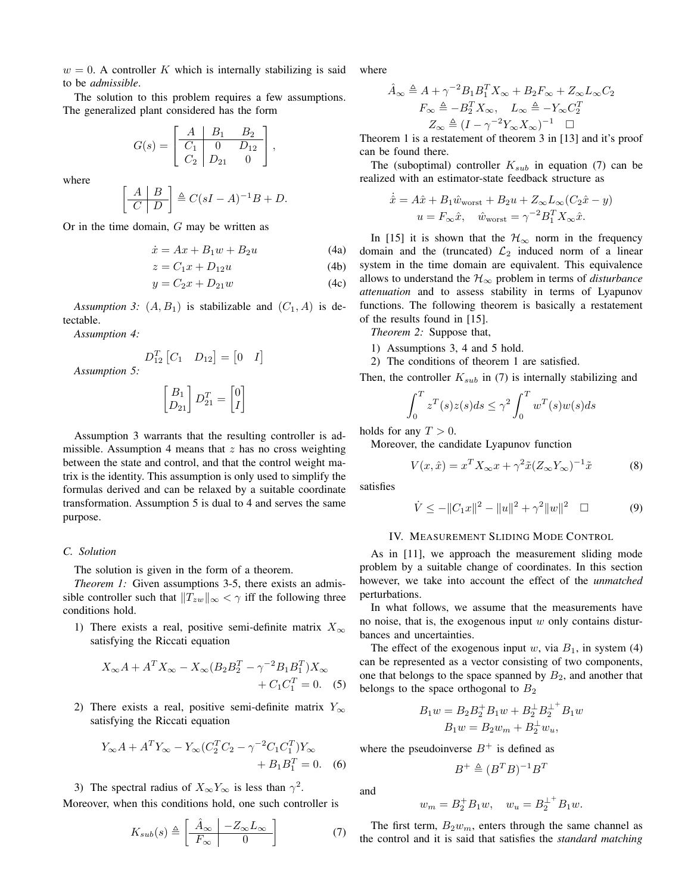$w = 0$. A controller $K$ which is internally stabilizing is said to be *admissible*.

The solution to this problem requires a few assumptions. The generalized plant considered has the form

$$G(s) = \left[\begin{array}{c|cc} A & B_1 & B_2 \\ \hline C_1 & 0 & D_{12} \\ C_2 & D_{21} & 0 \end{array}\right],$$

where

$$\left[\begin{array}{c|c} A & B \\ \hline C & D \end{array}\right] \triangleq C(sI - A)^{-1}B + D.$$

Or in the time domain, $G$ may be written as

$$\dot{x} = Ax + B_1 w + B_2 u \tag{4a}$$

$$z = C_1 x + D_{12} u \tag{4b}$$

$$y = C_2 x + D_{21} w \tag{4c}$$

*Assumption 3:* $(A, B_1)$ is stabilizable and $(C_1, A)$ is detectable.

*Assumption 4:*

$$D_{12}^T \begin{bmatrix} C_1 & D_{12} \end{bmatrix} = \begin{bmatrix} 0 & I \end{bmatrix}$$

*Assumption 5:*

$$\begin{bmatrix} B_1 \\ D_{21} \end{bmatrix} D_{21}^T = \begin{bmatrix} 0 \\ I \end{bmatrix}$$

Assumption 3 warrants that the resulting controller is admissible. Assumption 4 means that $z$ has no cross weighting between the state and control, and that the control weight matrix is the identity. This assumption is only used to simplify the formulas derived and can be relaxed by a suitable coordinate transformation. Assumption 5 is dual to 4 and serves the same purpose.

### C. Solution

The solution is given in the form of a theorem.

*Theorem 1:* Given assumptions 3-5, there exists an admissible controller such that $\|T_{zw}\|_\infty < \gamma$ iff the following three conditions hold.

1) There exists a real, positive semi-definite matrix $X_\infty$ satisfying the Riccati equation

$$X_\infty A + A^T X_\infty - X_\infty (B_2 B_2^T - \gamma^{-2} B_1 B_1^T) X_\infty + C_1 C_1^T = 0. \tag{5}$$

2) There exists a real, positive semi-definite matrix $Y_\infty$ satisfying the Riccati equation

$$Y_\infty A + A^T Y_\infty - Y_\infty (C_2^T C_2 - \gamma^{-2} C_1 C_1^T) Y_\infty + B_1 B_1^T = 0. \tag{6}$$

3) The spectral radius of $X_\infty Y_\infty$ is less than $\gamma^2$.

Moreover, when this conditions hold, one such controller is

$$K_{sub}(s) \triangleq \left[\begin{array}{c|c} \hat{A}_\infty & -Z_\infty L_\infty \\ \hline F_\infty & 0 \end{array}\right] \tag{7}$$

where

$$\hat{A}_\infty \triangleq A + \gamma^{-2} B_1 B_1^T X_\infty + B_2 F_\infty + Z_\infty L_\infty C_2$$

$$F_\infty \triangleq -B_2^T X_\infty, \quad L_\infty \triangleq -Y_\infty C_2^T$$

$$Z_\infty \triangleq (I - \gamma^{-2} Y_\infty X_\infty)^{-1} \quad \square$$

Theorem 1 is a restatement of theorem 3 in [13] and it's proof can be found there.

The (suboptimal) controller $K_{sub}$ in equation (7) can be realized with an estimator-state feedback structure as

$$\dot{\hat{x}} = A\hat{x} + B_1 \hat{w}_{\text{worst}} + B_2 u + Z_\infty L_\infty (C_2 \hat{x} - y)$$

$$u = F_\infty \hat{x}, \quad \hat{w}_{\text{worst}} = \gamma^{-2} B_1^T X_\infty \hat{x}.$$

In [15] it is shown that the $\mathcal{H}_\infty$ norm in the frequency domain and the (truncated) $\mathcal{L}_2$ induced norm of a linear system in the time domain are equivalent. This equivalence allows to understand the $\mathcal{H}_\infty$ problem in terms of *disturbance attenuation* and to assess stability in terms of Lyapunov functions. The following theorem is basically a restatement of the results found in [15].

*Theorem 2:* Suppose that,

1) Assumptions 3, 4 and 5 hold.
2) The conditions of theorem 1 are satisfied.

Then, the controller $K_{sub}$ in (7) is internally stabilizing and

$$\int_0^T z^T(s) z(s) ds \leq \gamma^2 \int_0^T w^T(s) w(s) ds$$

holds for any $T > 0$.

Moreover, the candidate Lyapunov function

$$V(x, \hat{x}) = x^T X_\infty x + \gamma^2 \tilde{x} (Z_\infty Y_\infty)^{-1} \tilde{x} \tag{8}$$

satisfies

$$\dot{V} \leq -\|C_1 x\|^2 - \|u\|^2 + \gamma^2 \|w\|^2 \quad \square \tag{9}$$

## IV. Measurement Sliding Mode Control

As in [11], we approach the measurement sliding mode problem by a suitable change of coordinates. In this section however, we take into account the effect of the *unmatched* perturbations.

In what follows, we assume that the measurements have no noise, that is, the exogenous input $w$ only contains disturbances and uncertainties.

The effect of the exogenous input $w$, via $B_1$, in system (4) can be represented as a vector consisting of two components, one that belongs to the space spanned by $B_2$, and another that belongs to the space orthogonal to $B_2$

$$B_1 w = B_2 B_2^+ B_1 w + B_2^\perp B_2^{\perp^+} B_1 w$$

$$B_1 w = B_2 w_m + B_2^\perp w_u,$$

where the pseudoinverse $B^+$ is defined as

$$B^+ \triangleq (B^T B)^{-1} B^T$$

and

$$w_m = B_2^+ B_1 w, \quad w_u = B_2^{\perp^+} B_1 w.$$

The first term, $B_2 w_m$, enters through the same channel as the control and it is said that satisfies the *standard matching*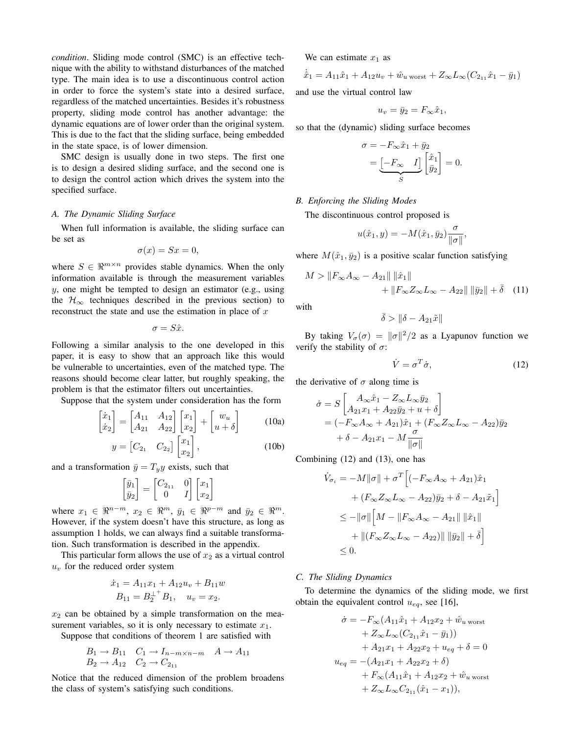*condition*. Sliding mode control (SMC) is an effective technique with the ability to withstand disturbances of the matched type. The main idea is to use a discontinuous control action in order to force the system's state into a desired surface, regardless of the matched uncertainties. Besides it's robustness property, sliding mode control has another advantage: the dynamic equations are of lower order than the original system. This is due to the fact that the sliding surface, being embedded in the state space, is of lower dimension.

SMC design is usually done in two steps. The first one is to design a desired sliding surface, and the second one is to design the control action which drives the system into the specified surface.

### A. The Dynamic Sliding Surface

When full information is available, the sliding surface can be set as

$$\sigma(x) = Sx = 0,$$

where $S \in \Re^{m \times n}$ provides stable dynamics. When the only information available is through the measurement variables $y$, one might be tempted to design an estimator (e.g., using the $\mathcal{H}_\infty$ techniques described in the previous section) to reconstruct the state and use the estimation in place of $x$

$$\sigma = S\hat{x}.$$

Following a similar analysis to the one developed in this paper, it is easy to show that an approach like this would be vulnerable to uncertainties, even of the matched type. The reasons should become clear latter, but roughly speaking, the problem is that the estimator filters out uncertainties.

Suppose that the system under consideration has the form

$$\begin{bmatrix} \dot{x}_1 \\ \dot{x}_2 \end{bmatrix} = \begin{bmatrix} A_{11} & A_{12} \\ A_{21} & A_{22} \end{bmatrix} \begin{bmatrix} x_1 \\ x_2 \end{bmatrix} + \begin{bmatrix} w_u \\ u + \delta \end{bmatrix} \tag{10a}$$

$$y = \begin{bmatrix} C_{2_1} & C_{2_2} \end{bmatrix} \begin{bmatrix} x_1 \\ x_2 \end{bmatrix}, \tag{10b}$$

and a transformation $\bar{y} = T_y y$ exists, such that

$$\begin{bmatrix} \bar{y}_1 \\ \bar{y}_2 \end{bmatrix} = \begin{bmatrix} C_{2_{11}} & 0 \\ 0 & I \end{bmatrix} \begin{bmatrix} x_1 \\ x_2 \end{bmatrix}$$

where $x_1 \in \Re^{n-m}$, $x_2 \in \Re^m$, $\bar{y}_1 \in \Re^{p-m}$ and $\bar{y}_2 \in \Re^m$. However, if the system doesn't have this structure, as long as assumption 1 holds, we can always find a suitable transformation. Such transformation is described in the appendix.

This particular form allows the use of $x_2$ as a virtual control $u_v$ for the reduced order system

$$\dot{x}_1 = A_{11}x_1 + A_{12}u_v + B_{11}w$$
$$B_{11} = B_2^{\perp^+} B_1, \quad u_v = x_2.$$

$x_2$ can be obtained by a simple transformation on the measurement variables, so it is only necessary to estimate $x_1$.

Suppose that conditions of theorem 1 are satisfied with

$$B_1 \to B_{11} \quad C_1 \to I_{n-m \times n-m} \quad A \to A_{11}$$
$$B_2 \to A_{12} \quad C_2 \to C_{2_{11}}$$

Notice that the reduced dimension of the problem broadens the class of system's satisfying such conditions.

We can estimate $x_1$ as

$$\dot{\hat{x}}_1 = A_{11}\hat{x}_1 + A_{12}u_v + \hat{w}_{u\,\text{worst}} + Z_\infty L_\infty (C_{2_{11}}\hat{x}_1 - \bar{y}_1)$$

and use the virtual control law

$$u_v = \bar{y}_2 = F_\infty \hat{x}_1,$$

so that the (dynamic) sliding surface becomes

$$\sigma = -F_\infty \hat{x}_1 + \bar{y}_2 = \underbrace{\begin{bmatrix} -F_\infty & I \end{bmatrix}}_{S} \begin{bmatrix} \hat{x}_1 \\ \bar{y}_2 \end{bmatrix} = 0.$$

### B. Enforcing the Sliding Modes

The discontinuous control proposed is

$$u(\hat{x}_1, y) = -M(\hat{x}_1, \bar{y}_2)\frac{\sigma}{\|\sigma\|},$$

where $M(\hat{x}_1, \bar{y}_2)$ is a positive scalar function satisfying

$$M > \|F_\infty A_\infty - A_{21}\| \, \|\hat{x}_1\| + \|F_\infty Z_\infty L_\infty - A_{22}\| \, \|\bar{y}_2\| + \bar{\delta} \tag{11}$$

with

$$\bar{\delta} > \|\delta - A_{21}\tilde{x}\|$$

By taking $V_\sigma(\sigma) = \|\sigma\|^2/2$ as a Lyapunov function we verify the stability of $\sigma$:

$$\dot{V} = \sigma^T \dot{\sigma}, \tag{12}$$

the derivative of $\sigma$ along time is

$$\begin{aligned}
\dot{\sigma} &= S \begin{bmatrix} A_\infty \hat{x}_1 - Z_\infty L_\infty \bar{y}_2 \\ A_{21}x_1 + A_{22}\bar{y}_2 + u + \delta \end{bmatrix} \\
&= (-F_\infty A_\infty + A_{21})\hat{x}_1 + (F_\infty Z_\infty L_\infty - A_{22})\bar{y}_2 \\
&\quad + \delta - A_{21}x_1 - M\frac{\sigma}{\|\sigma\|}
\end{aligned}$$

Combining (12) and (13), one has

$$\begin{aligned}
\dot{V}_{\sigma_i} &= -M\|\sigma\| + \sigma^T \Big[ (-F_\infty A_\infty + A_{21})\hat{x}_1 \\
&\quad + (F_\infty Z_\infty L_\infty - A_{22})\bar{y}_2 + \delta - A_{21}\tilde{x}_1 \Big] \\
&\leq -\|\sigma\| \Big[ M - \|F_\infty A_\infty - A_{21}\| \, \|\hat{x}_1\| \\
&\quad + \|(F_\infty Z_\infty L_\infty - A_{22})\| \, \|\bar{y}_2\| + \bar{\delta} \Big] \\
&\leq 0.
\end{aligned}$$

### C. The Sliding Dynamics

To determine the dynamics of the sliding mode, we first obtain the equivalent control $u_{eq}$, see [16],

$$\begin{aligned}
\dot{\sigma} &= -F_\infty (A_{11}\hat{x}_1 + A_{12}x_2 + \hat{w}_{u\,\text{worst}} \\
&\quad + Z_\infty L_\infty (C_{2_{11}}\hat{x}_1 - \bar{y}_1)) \\
&\quad + A_{21}x_1 + A_{22}x_2 + u_{eq} + \delta = 0 \\
u_{eq} &= -(A_{21}x_1 + A_{22}x_2 + \delta) \\
&\quad + F_\infty (A_{11}\hat{x}_1 + A_{12}x_2 + \hat{w}_{u\,\text{worst}} \\
&\quad + Z_\infty L_\infty C_{2_{11}}(\hat{x}_1 - x_1)),
\end{aligned}$$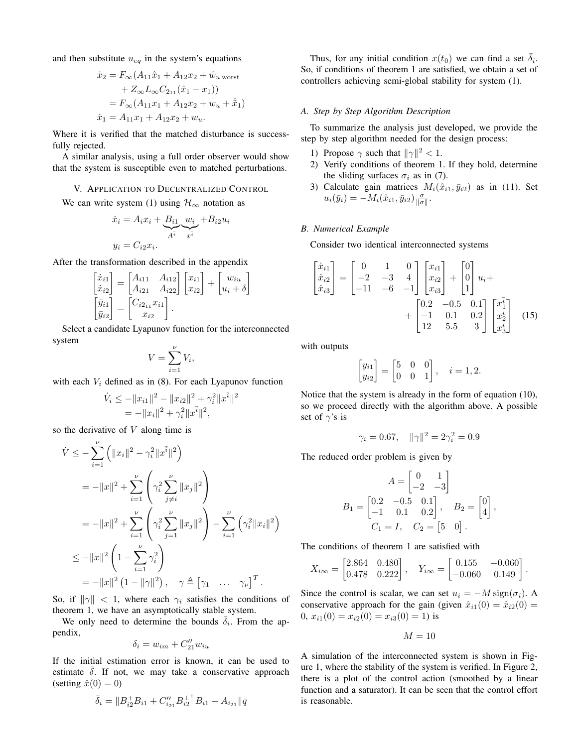and then substitute $u_{eq}$ in the system's equations

$$
\begin{aligned}
\dot{x}_2 &= F_\infty(A_{11}\hat{x}_1 + A_{12}x_2 + \hat{w}_{u\,\text{worst}} \\
&\quad + Z_\infty L_\infty C_{2_{11}}(\hat{x}_1 - x_1)) \\
&= F_\infty(A_{11}x_1 + A_{12}x_2 + w_u + \dot{\hat{x}}_1) \\
\dot{x}_1 &= A_{11}x_1 + A_{12}x_2 + w_u.
\end{aligned}
$$

Where it is verified that the matched disturbance is successfully rejected.

A similar analysis, using a full order observer would show that the system is susceptible even to matched perturbations.

## V. Application to Decentralized Control

We can write system (1) using $\mathcal{H}_\infty$ notation as

$$
\begin{aligned}
\dot{x}_i &= A_i x_i + \underbrace{B_{i1}}_{A^{\bar{i}}}\underbrace{w_i}_{x^{\bar{i}}} + B_{i2}u_i \\
y_i &= C_{i2}x_i.
\end{aligned}
$$

After the transformation described in the appendix

$$
\begin{bmatrix}\dot{x}_{i1}\\ \dot{x}_{i2}\end{bmatrix} = \begin{bmatrix}A_{i11} & A_{i12}\\ A_{i21} & A_{i22}\end{bmatrix}\begin{bmatrix}x_{i1}\\ x_{i2}\end{bmatrix} + \begin{bmatrix}w_{iu}\\ u_i+\delta\end{bmatrix}
$$
$$
\begin{bmatrix}\bar{y}_{i1}\\ \bar{y}_{i2}\end{bmatrix} = \begin{bmatrix}C_{i2_{11}}x_{i1}\\ x_{i2}\end{bmatrix}.
$$

Select a candidate Lyapunov function for the interconnected system

$$
V = \sum_{i=1}^{\nu} V_i,
$$

with each $V_i$ defined as in (8). For each Lyapunov function

$$
\begin{aligned}
\dot{V}_i &\le -\|x_{i1}\|^2 - \|x_{i2}\|^2 + \gamma_i^2\|x^{\bar{i}}\|^2 \\
&= -\|x_i\|^2 + \gamma_i^2\|x^{\bar{i}}\|^2,
\end{aligned}
$$

so the derivative of $V$ along time is

$$
\begin{aligned}
\dot{V} &\le -\sum_{i=1}^{\nu}\left(\|x_i\|^2 - \gamma_i^2\|x^{\bar{i}}\|^2\right) \\
&= -\|x\|^2 + \sum_{i=1}^{\nu}\left(\gamma_i^2\sum_{j\ne i}^{\nu}\|x_j\|^2\right) \\
&= -\|x\|^2 + \sum_{i=1}^{\nu}\left(\gamma_i^2\sum_{j=1}^{\nu}\|x_j\|^2\right) - \sum_{i=1}^{\nu}\left(\gamma_i^2\|x_i\|^2\right) \\
&\le -\|x\|^2\left(1 - \sum_{i=1}^{\nu}\gamma_i^2\right) \\
&= -\|x\|^2\left(1 - \|\gamma\|^2\right), \quad \gamma \triangleq \begin{bmatrix}\gamma_1 & \dots & \gamma_\nu\end{bmatrix}^T.
\end{aligned}
$$

So, if $\|\gamma\| < 1$, where each $\gamma_i$ satisfies the conditions of theorem 1, we have an asymptotically stable system.

We only need to determine the bounds $\bar{\delta}_i$. From the appendix,

$$
\delta_i = w_{im} + C_{21}''w_{iu}
$$

If the initial estimation error is known, it can be used to estimate $\bar{\delta}$. If not, we may take a conservative approach (setting $\hat{x}(0) = 0$)

$$
\bar{\delta}_i = \|B_{i2}^{+}B_{i1} + C_{i_{21}}''B_{i2}^{\perp^+}B_{i1} - A_{i_{21}}\|q
$$

Thus, for any initial condition $x(t_0)$ we can find a set $\bar{\delta}_i$. So, if conditions of theorem 1 are satisfied, we obtain a set of controllers achieving semi-global stability for system (1).

### A. Step by Step Algorithm Description

To summarize the analysis just developed, we provide the step by step algorithm needed for the design process:

1) Propose $\gamma$ such that $\|\gamma\|^2 < 1$.
2) Verify conditions of theorem 1. If they hold, determine the sliding surfaces $\sigma_i$ as in (7).
3) Calculate gain matrices $M_i(\hat{x}_{i1}, \bar{y}_{i2})$ as in (11). Set $u_i(\bar{y}_i) = -M_i(\hat{x}_{i1}, \bar{y}_{i2})\frac{\sigma}{\|\sigma\|}$.

### B. Numerical Example

Consider two identical interconnected systems

$$
\begin{bmatrix}\dot{x}_{i1}\\ \dot{x}_{i2}\\ \dot{x}_{i3}\end{bmatrix} = \begin{bmatrix}0 & 1 & 0\\ -2 & -3 & 4\\ -11 & -6 & -1\end{bmatrix}\begin{bmatrix}x_{i1}\\ x_{i2}\\ x_{i3}\end{bmatrix} + \begin{bmatrix}0\\ 0\\ 1\end{bmatrix}u_i + \begin{bmatrix}0.2 & -0.5 & 0.1\\ -1 & 0.1 & 0.2\\ 12 & 5.5 & 3\end{bmatrix}\begin{bmatrix}x_1^{\bar{i}}\\ x_2^{\bar{i}}\\ x_3^{\bar{i}}\end{bmatrix} \quad (15)
$$

with outputs

$$
\begin{bmatrix}y_{i1}\\ y_{i2}\end{bmatrix} = \begin{bmatrix}5 & 0 & 0\\ 0 & 0 & 1\end{bmatrix}, \quad i = 1, 2.
$$

Notice that the system is already in the form of equation (10), so we proceed directly with the algorithm above. A possible set of $\gamma$'s is

$$
\gamma_i = 0.67, \quad \|\gamma\|^2 = 2\gamma_i^2 = 0.9
$$

The reduced order problem is given by

$$
A = \begin{bmatrix}0 & 1\\ -2 & -3\end{bmatrix}
$$
$$
B_1 = \begin{bmatrix}0.2 & -0.5 & 0.1\\ -1 & 0.1 & 0.2\end{bmatrix}, \quad B_2 = \begin{bmatrix}0\\ 4\end{bmatrix},
$$
$$
C_1 = I, \quad C_2 = \begin{bmatrix}5 & 0\end{bmatrix}.
$$

The conditions of theorem 1 are satisfied with

$$
X_{i\infty} = \begin{bmatrix}2.864 & 0.480\\ 0.478 & 0.222\end{bmatrix}, \quad Y_{i\infty} = \begin{bmatrix}0.155 & -0.060\\ -0.060 & 0.149\end{bmatrix}.
$$

Since the control is scalar, we can set $u_i = -M\,\text{sign}(\sigma_i)$. A conservative approach for the gain (given $\hat{x}_{i1}(0) = \hat{x}_{i2}(0) = 0$, $x_{i1}(0) = x_{i2}(0) = x_{i3}(0) = 1$) is

$$
M = 10
$$

A simulation of the interconnected system is shown in Figure 1, where the stability of the system is verified. In Figure 2, there is a plot of the control action (smoothed by a linear function and a saturator). It can be seen that the control effort is reasonable.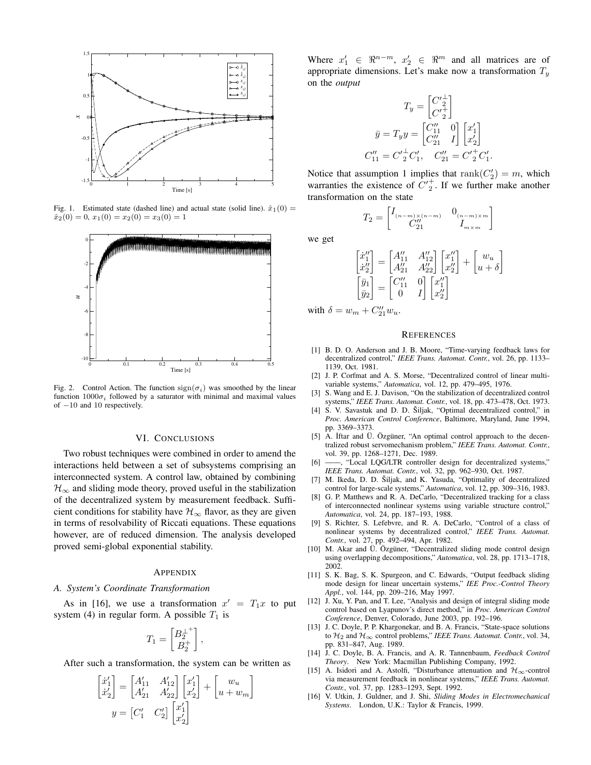1.5
1
0.5
x
0
-0.5
-1
-1.5
0 1 2 3 4 5
Time [s]
$\hat{x}_{i1}$
$\hat{x}_{i2}$
$x_{i1}$
$x_{i2}$
$x_{i3}$

Fig. 1. Estimated state (dashed line) and actual state (solid line). $\hat{x}_1(0) = \hat{x}_2(0) = 0$, $x_1(0) = x_2(0) = x_3(0) = 1$

0
-2
-4
u
-6
-8
-10
0 0.1 0.2 0.3 0.4 0.5
Time [s]

Fig. 2. Control Action. The function $\text{sign}(\sigma_i)$ was smoothed by the linear function $1000\sigma_i$ followed by a saturator with minimal and maximal values of $-10$ and $10$ respectively.

## VI. Conclusions

Two robust techniques were combined in order to amend the interactions held between a set of subsystems comprising an interconnected system. A control law, obtained by combining $\mathcal{H}_\infty$ and sliding mode theory, proved useful in the stabilization of the decentralized system by measurement feedback. Sufficient conditions for stability have $\mathcal{H}_\infty$ flavor, as they are given in terms of resolvability of Riccati equations. These equations however, are of reduced dimension. The analysis developed proved semi-global exponential stability.

## Appendix

### A. System's Coordinate Transformation

As in [16], we use a transformation $x' = T_1 x$ to put system (4) in regular form. A possible $T_1$ is

$$T_1 = \begin{bmatrix} B_2^{\perp^+} \\ B_2^+ \end{bmatrix},$$

After such a transformation, the system can be written as

$$\begin{bmatrix} \dot{x}_1' \\ \dot{x}_2' \end{bmatrix} = \begin{bmatrix} A_{11}' & A_{12}' \\ A_{21}' & A_{22}' \end{bmatrix} \begin{bmatrix} x_1' \\ x_2' \end{bmatrix} + \begin{bmatrix} w_u \\ u + w_m \end{bmatrix}$$
$$y = \begin{bmatrix} C_1' & C_2' \end{bmatrix} \begin{bmatrix} x_1' \\ x_2' \end{bmatrix}$$

Where $x_1' \in \Re^{n-m}$, $x_2' \in \Re^m$ and all matrices are of appropriate dimensions. Let's make now a transformation $T_y$ on the *output*

$$T_y = \begin{bmatrix} C'^{\perp}_2 \\ C'^{+}_2 \end{bmatrix}$$
$$\bar{y} = T_y y = \begin{bmatrix} C_{11}'' & 0 \\ C_{21}'' & I \end{bmatrix} \begin{bmatrix} x_1' \\ x_2' \end{bmatrix}$$
$$C_{11}'' = C'^{\perp}_2 C_1', \quad C_{21}'' = C'^{+}_2 C_1'.$$

Notice that assumption 1 implies that $\text{rank}(C_2') = m$, which warranties the existence of $C'^{+}_2$. If we further make another transformation on the state

$$T_2 = \begin{bmatrix} I_{(n-m)\times(n-m)} & 0_{(n-m)\times m} \\ C_{21}'' & I_{m\times m} \end{bmatrix}$$

we get

$$\begin{bmatrix} \dot{x}_1'' \\ \dot{x}_2'' \end{bmatrix} = \begin{bmatrix} A_{11}'' & A_{12}'' \\ A_{21}'' & A_{22}'' \end{bmatrix} \begin{bmatrix} x_1'' \\ x_2'' \end{bmatrix} + \begin{bmatrix} w_u \\ u + \delta \end{bmatrix}$$
$$\begin{bmatrix} \bar{y}_1 \\ \bar{y}_2 \end{bmatrix} = \begin{bmatrix} C_{11}'' & 0 \\ 0 & I \end{bmatrix} \begin{bmatrix} x_1'' \\ x_2'' \end{bmatrix}$$

with $\delta = w_m + C_{21}'' w_u$.

## References

[1] B. D. O. Anderson and J. B. Moore, "Time-varying feedback laws for decentralized control," *IEEE Trans. Automat. Contr.*, vol. 26, pp. 1133–1139, Oct. 1981.

[2] J. P. Corfmat and A. S. Morse, "Decentralized control of linear multivariable systems," *Automatica*, vol. 12, pp. 479–495, 1976.

[3] S. Wang and E. J. Davison, "On the stabilization of decentralized control systems," *IEEE Trans. Automat. Contr.*, vol. 18, pp. 473–478, Oct. 1973.

[4] S. V. Savastuk and D. D. Šiljak, "Optimal decentralized control," in *Proc. American Control Conference*, Baltimore, Maryland, June 1994, pp. 3369–3373.

[5] A. İftar and Ü. Özgüner, "An optimal control approach to the decentralized robust servomechanism problem," *IEEE Trans. Automat. Contr.*, vol. 39, pp. 1268–1271, Dec. 1989.

[6] ——, "Local LQG/LTR controller design for decentralized systems," *IEEE Trans. Automat. Contr.*, vol. 32, pp. 962–930, Oct. 1987.

[7] M. Ikeda, D. D. Šiljak, and K. Yasuda, "Optimality of decentralized control for large-scale systems," *Automatica*, vol. 12, pp. 309–316, 1983.

[8] G. P. Matthews and R. A. DeCarlo, "Decentralized tracking for a class of interconnected nonlinear systems using variable structure control," *Automatica*, vol. 24, pp. 187–193, 1988.

[9] S. Richter, S. Lefebvre, and R. A. DeCarlo, "Control of a class of nonlinear systems by decentralized control," *IEEE Trans. Automat. Contr.*, vol. 27, pp. 492–494, Apr. 1982.

[10] M. Akar and Ü. Özgüner, "Decentralized sliding mode control design using overlapping decompositions," *Automatica*, vol. 28, pp. 1713–1718, 2002.

[11] S. K. Bag, S. K. Spurgeon, and C. Edwards, "Output feedback sliding mode design for linear uncertain systems," *IEE Proc.-Control Theory Appl.*, vol. 144, pp. 209–216, May 1997.

[12] J. Xu, Y. Pan, and T. Lee, "Analysis and design of integral sliding mode control based on Lyapunov's direct method," in *Proc. American Control Conference*, Denver, Colorado, June 2003, pp. 192–196.

[13] J. C. Doyle, P. P. Khargonekar, and B. A. Francis, "State-space solutions to $\mathcal{H}_2$ and $\mathcal{H}_\infty$ control problems," *IEEE Trans. Automat. Contr.*, vol. 34, pp. 831–847, Aug. 1989.

[14] J. C. Doyle, B. A. Francis, and A. R. Tannenbaum, *Feedback Control Theory*. New York: Macmillan Publishing Company, 1992.

[15] A. Isidori and A. Astolfi, "Disturbance attenuation and $\mathcal{H}_\infty$-control via measurement feedback in nonlinear systems," *IEEE Trans. Automat. Contr.*, vol. 37, pp. 1283–1293, Sept. 1992.

[16] V. Utkin, J. Guldner, and J. Shi, *Sliding Modes in Electromechanical Systems*. London, U.K.: Taylor & Francis, 1999.